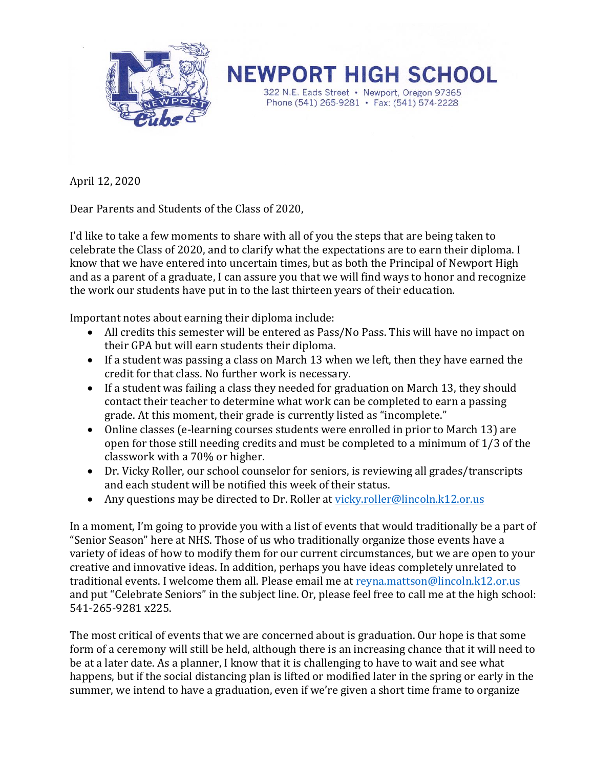# NEWPORT HIGH SCHOOL

322 N.E. Eads Street • Newport, Oregon 97365
Phone (541) 265-9281 • Fax: (541) 574-2228

April 12, 2020

Dear Parents and Students of the Class of 2020,

I'd like to take a few moments to share with all of you the steps that are being taken to celebrate the Class of 2020, and to clarify what the expectations are to earn their diploma. I know that we have entered into uncertain times, but as both the Principal of Newport High and as a parent of a graduate, I can assure you that we will find ways to honor and recognize the work our students have put in to the last thirteen years of their education.

Important notes about earning their diploma include:

- All credits this semester will be entered as Pass/No Pass. This will have no impact on their GPA but will earn students their diploma.
- If a student was passing a class on March 13 when we left, then they have earned the credit for that class. No further work is necessary.
- If a student was failing a class they needed for graduation on March 13, they should contact their teacher to determine what work can be completed to earn a passing grade. At this moment, their grade is currently listed as "incomplete."
- Online classes (e-learning courses students were enrolled in prior to March 13) are open for those still needing credits and must be completed to a minimum of 1/3 of the classwork with a 70% or higher.
- Dr. Vicky Roller, our school counselor for seniors, is reviewing all grades/transcripts and each student will be notified this week of their status.
- Any questions may be directed to Dr. Roller at vicky.roller@lincoln.k12.or.us

In a moment, I'm going to provide you with a list of events that would traditionally be a part of "Senior Season" here at NHS. Those of us who traditionally organize those events have a variety of ideas of how to modify them for our current circumstances, but we are open to your creative and innovative ideas. In addition, perhaps you have ideas completely unrelated to traditional events. I welcome them all. Please email me at reyna.mattson@lincoln.k12.or.us and put "Celebrate Seniors" in the subject line. Or, please feel free to call me at the high school: 541-265-9281 x225.

The most critical of events that we are concerned about is graduation. Our hope is that some form of a ceremony will still be held, although there is an increasing chance that it will need to be at a later date. As a planner, I know that it is challenging to have to wait and see what happens, but if the social distancing plan is lifted or modified later in the spring or early in the summer, we intend to have a graduation, even if we're given a short time frame to organize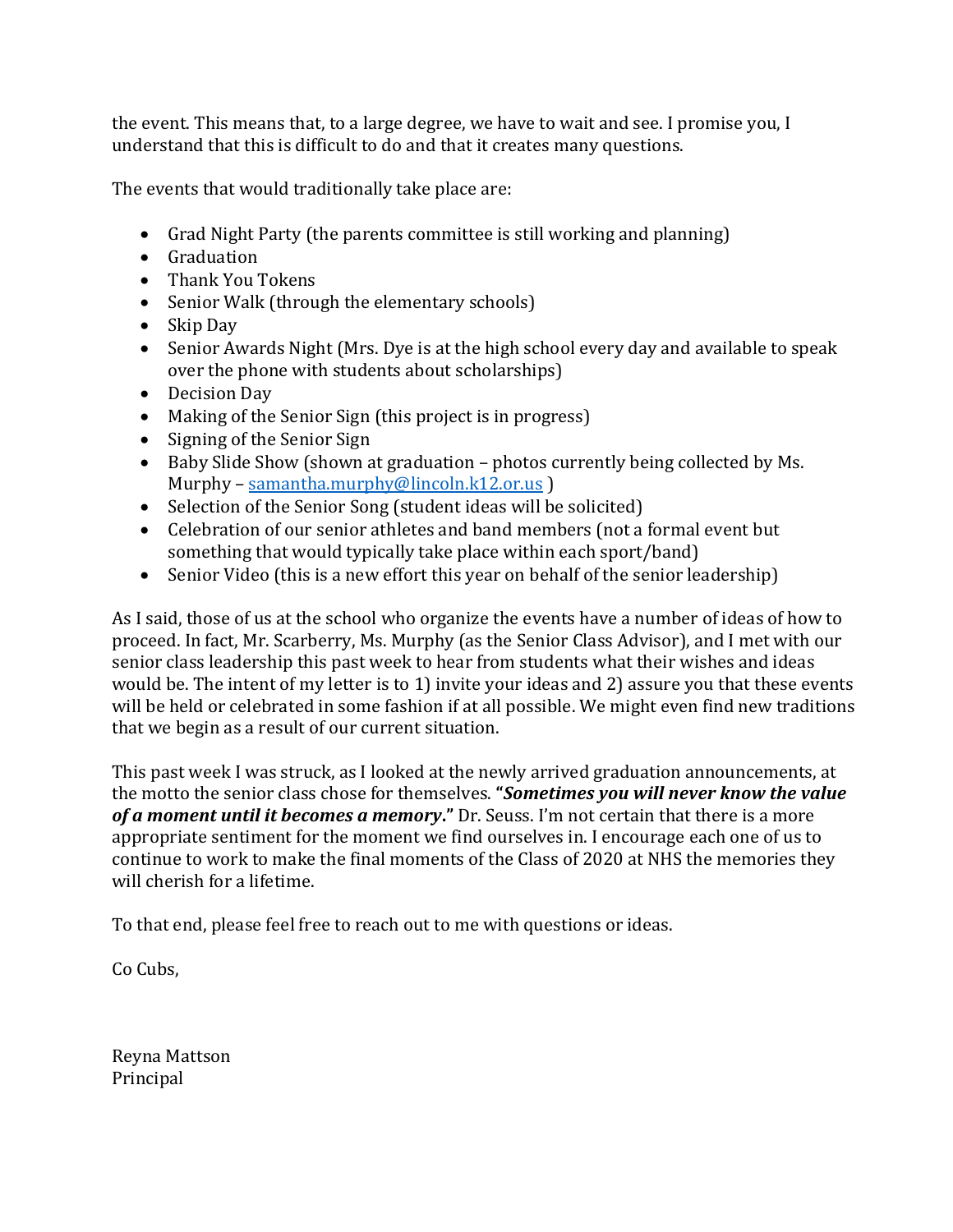the event. This means that, to a large degree, we have to wait and see. I promise you, I understand that this is difficult to do and that it creates many questions.

The events that would traditionally take place are:

- Grad Night Party (the parents committee is still working and planning)
- Graduation
- Thank You Tokens
- Senior Walk (through the elementary schools)
- Skip Day
- Senior Awards Night (Mrs. Dye is at the high school every day and available to speak over the phone with students about scholarships)
- Decision Day
- Making of the Senior Sign (this project is in progress)
- Signing of the Senior Sign
- Baby Slide Show (shown at graduation – photos currently being collected by Ms. Murphy – samantha.murphy@lincoln.k12.or.us )
- Selection of the Senior Song (student ideas will be solicited)
- Celebration of our senior athletes and band members (not a formal event but something that would typically take place within each sport/band)
- Senior Video (this is a new effort this year on behalf of the senior leadership)

As I said, those of us at the school who organize the events have a number of ideas of how to proceed. In fact, Mr. Scarberry, Ms. Murphy (as the Senior Class Advisor), and I met with our senior class leadership this past week to hear from students what their wishes and ideas would be. The intent of my letter is to 1) invite your ideas and 2) assure you that these events will be held or celebrated in some fashion if at all possible. We might even find new traditions that we begin as a result of our current situation.

This past week I was struck, as I looked at the newly arrived graduation announcements, at the motto the senior class chose for themselves. **"*Sometimes you will never know the value of a moment until it becomes a memory*."** Dr. Seuss. I'm not certain that there is a more appropriate sentiment for the moment we find ourselves in. I encourage each one of us to continue to work to make the final moments of the Class of 2020 at NHS the memories they will cherish for a lifetime.

To that end, please feel free to reach out to me with questions or ideas.

Co Cubs,

Reyna Mattson
Principal